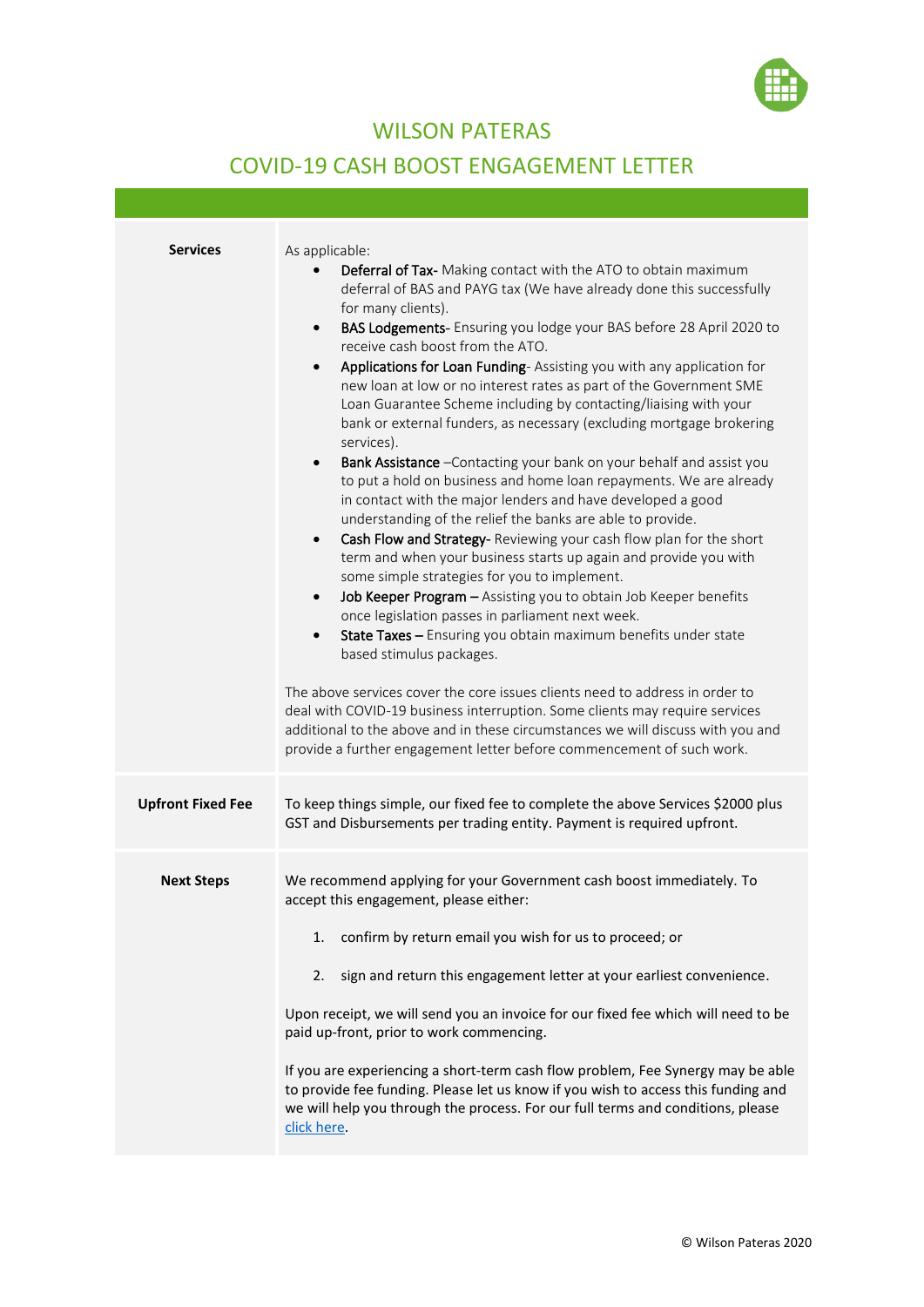# WILSON PATERAS

## COVID-19 CASH BOOST ENGAGEMENT LETTER

**Services**

As applicable:

- **Deferral of Tax**- Making contact with the ATO to obtain maximum deferral of BAS and PAYG tax (We have already done this successfully for many clients).
- **BAS Lodgements**- Ensuring you lodge your BAS before 28 April 2020 to receive cash boost from the ATO.
- **Applications for Loan Funding**- Assisting you with any application for new loan at low or no interest rates as part of the Government SME Loan Guarantee Scheme including by contacting/liaising with your bank or external funders, as necessary (excluding mortgage brokering services).
- **Bank Assistance** –Contacting your bank on your behalf and assist you to put a hold on business and home loan repayments. We are already in contact with the major lenders and have developed a good understanding of the relief the banks are able to provide.
- **Cash Flow and Strategy**- Reviewing your cash flow plan for the short term and when your business starts up again and provide you with some simple strategies for you to implement.
- **Job Keeper Program** – Assisting you to obtain Job Keeper benefits once legislation passes in parliament next week.
- **State Taxes** – Ensuring you obtain maximum benefits under state based stimulus packages.

The above services cover the core issues clients need to address in order to deal with COVID-19 business interruption. Some clients may require services additional to the above and in these circumstances we will discuss with you and provide a further engagement letter before commencement of such work.

**Upfront Fixed Fee**

To keep things simple, our fixed fee to complete the above Services $2000 plus GST and Disbursements per trading entity. Payment is required upfront.

**Next Steps**

We recommend applying for your Government cash boost immediately. To accept this engagement, please either:

1. confirm by return email you wish for us to proceed; or
2. sign and return this engagement letter at your earliest convenience.

Upon receipt, we will send you an invoice for our fixed fee which will need to be paid up-front, prior to work commencing.

If you are experiencing a short-term cash flow problem, Fee Synergy may be able to provide fee funding. Please let us know if you wish to access this funding and we will help you through the process. For our full terms and conditions, please click here.

© Wilson Pateras 2020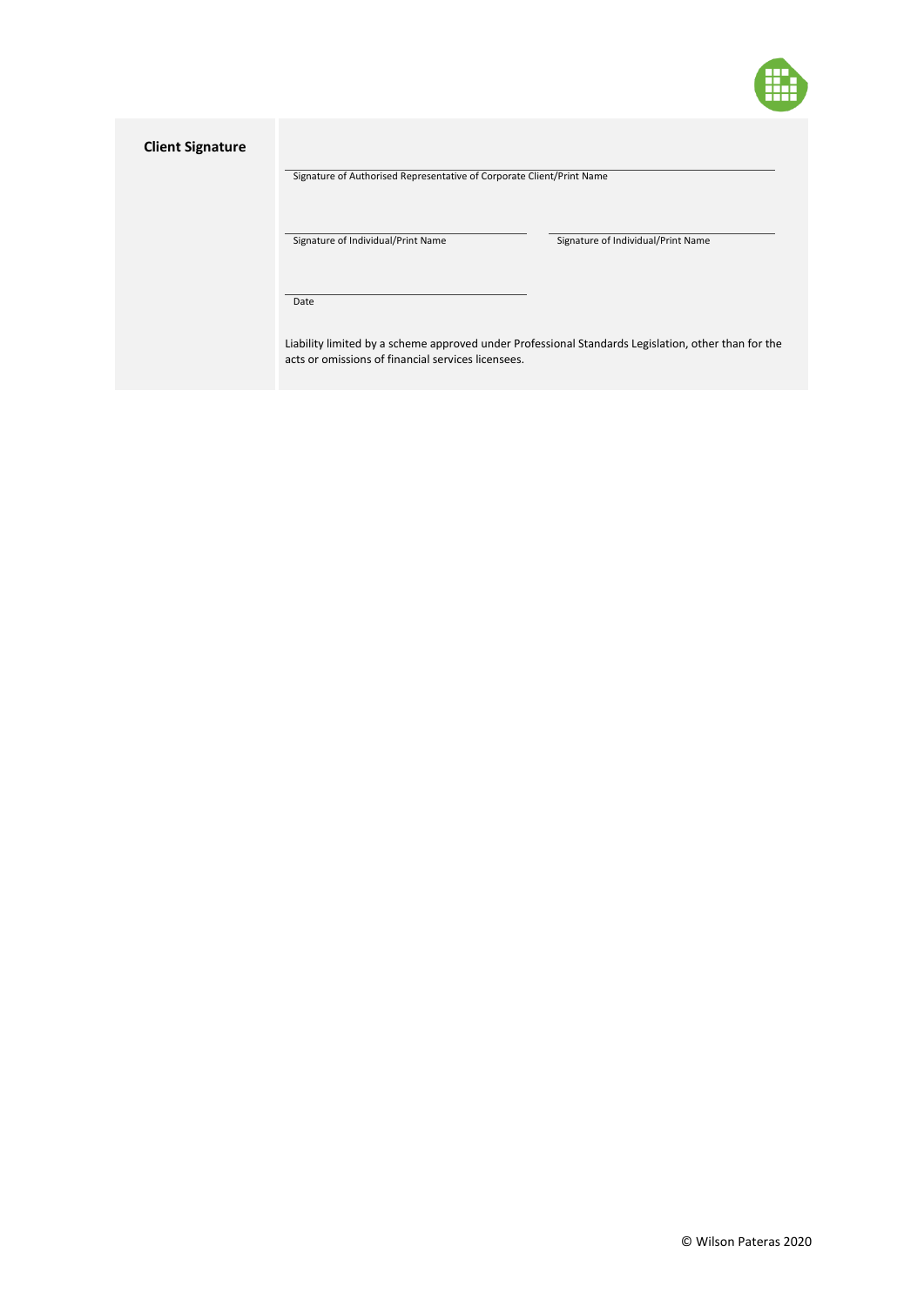## Client Signature

\_\_\_\_\_\_\_\_\_\_\_\_\_\_\_\_\_\_\_\_\_\_\_\_\_\_\_\_\_\_\_\_\_\_\_\_\_\_\_\_

Signature of Authorised Representative of Corporate Client/Print Name

\_\_\_\_\_\_\_\_\_\_\_\_\_\_\_\_\_\_\_\_\_\_\_\_\_\_\_\_\_\_\_\_\_\_\_\_\_\_\_\_

Signature of Individual/Print Name

\_\_\_\_\_\_\_\_\_\_\_\_\_\_\_\_\_\_\_\_\_\_\_\_\_\_\_\_\_\_\_\_\_\_\_\_\_\_\_\_

Signature of Individual/Print Name

\_\_\_\_\_\_\_\_\_\_\_\_\_\_\_\_\_\_\_\_\_\_\_\_\_\_\_\_\_\_\_\_\_\_\_\_\_\_\_\_

Date

Liability limited by a scheme approved under Professional Standards Legislation, other than for the acts or omissions of financial services licensees.

© Wilson Pateras 2020